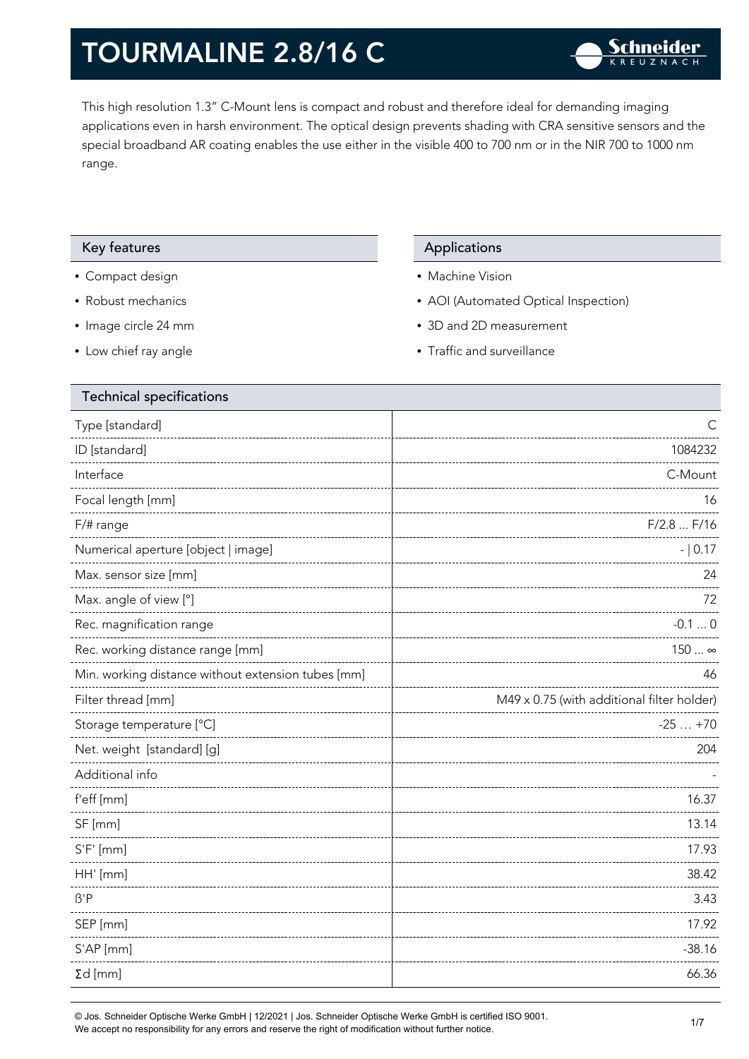# TOURMALINE 2.8/16 C

This high resolution 1.3" C-Mount lens is compact and robust and therefore ideal for demanding imaging applications even in harsh environment. The optical design prevents shading with CRA sensitive sensors and the special broadband AR coating enables the use either in the visible 400 to 700 nm or in the NIR 700 to 1000 nm range.

## Key features

- Compact design
- Robust mechanics
- Image circle 24 mm
- Low chief ray angle

## Applications

- Machine Vision
- AOI (Automated Optical Inspection)
- 3D and 2D measurement
- Traffic and surveillance

## Technical specifications

| Parameter | Value |
|---|---|
| Type [standard] | C |
| ID [standard] | 1084232 |
| Interface | C-Mount |
| Focal length [mm] | 16 |
| F/# range | F/2.8 ... F/16 |
| Numerical aperture [object \| image] | - \| 0.17 |
| Max. sensor size [mm] | 24 |
| Max. angle of view [°] | 72 |
| Rec. magnification range | -0.1 ... 0 |
| Rec. working distance range [mm] | 150 ... ∞ |
| Min. working distance without extension tubes [mm] | 46 |
| Filter thread [mm] | M49 x 0.75 (with additional filter holder) |
| Storage temperature [°C] | -25 … +70 |
| Net. weight [standard] [g] | 204 |
| Additional info | - |
| f'eff [mm] | 16.37 |
| SF [mm] | 13.14 |
| S'F' [mm] | 17.93 |
| HH' [mm] | 38.42 |
| ß'P | 3.43 |
| SEP [mm] | 17.92 |
| S'AP [mm] | -38.16 |
| Σd [mm] | 66.36 |

© Jos. Schneider Optische Werke GmbH | 12/2021 | Jos. Schneider Optische Werke GmbH is certified ISO 9001.
We accept no responsibility for any errors and reserve the right of modification without further notice.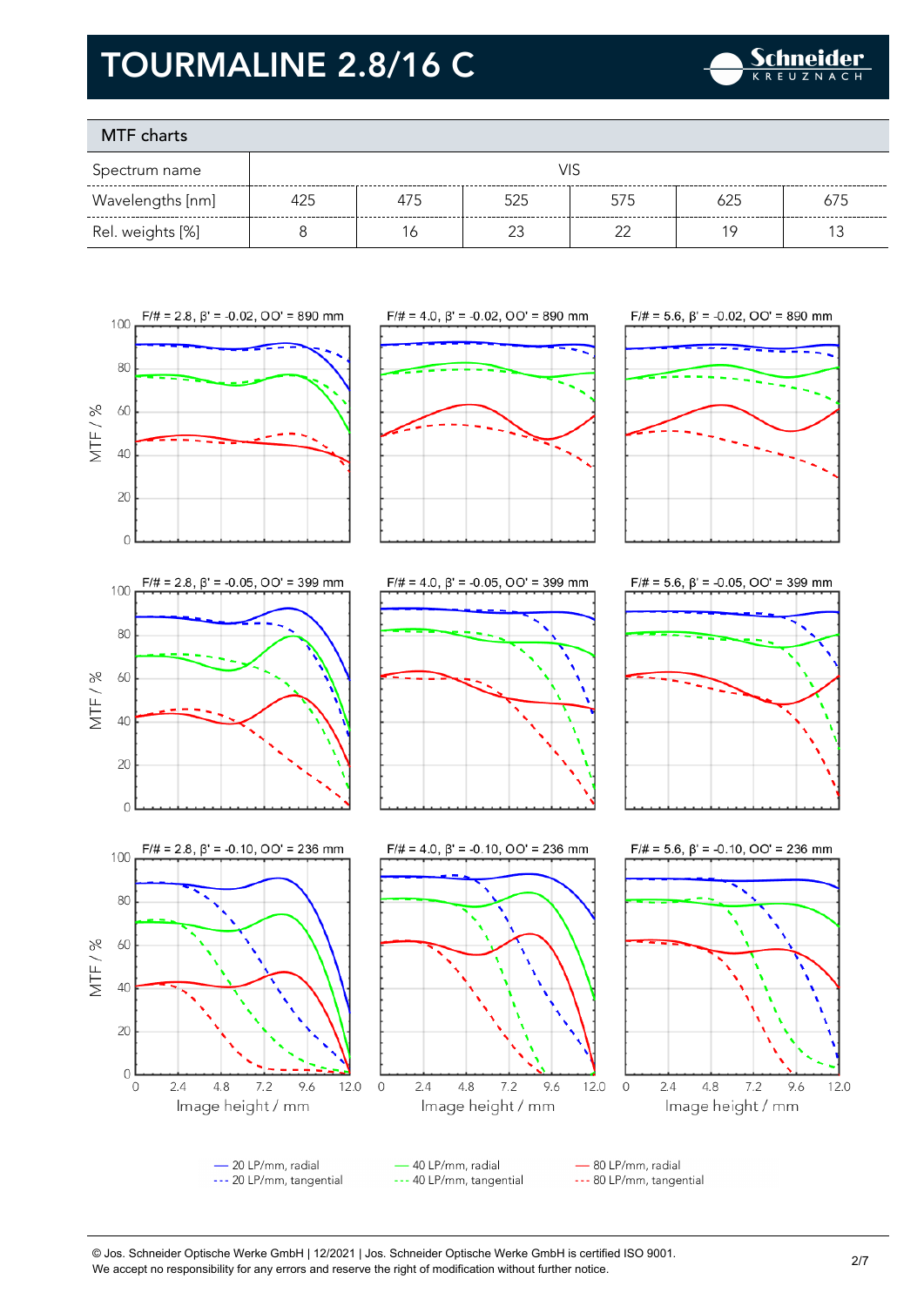# TOURMALINE 2.8/16 C

## MTF charts

| Spectrum name | VIS | | | | | |
|---|---|---|---|---|---|---|
| Wavelengths [nm] | 425 | 475 | 525 | 575 | 625 | 675 |
| Rel. weights [%] | 8 | 16 | 23 | 22 | 19 | 13 |

F/# = 2.8, β' = -0.02, OO' = 890 mm

F/# = 4.0, β' = -0.02, OO' = 890 mm

F/# = 5.6, β' = -0.02, OO' = 890 mm

F/# = 2.8, β' = -0.05, OO' = 399 mm

F/# = 4.0, β' = -0.05, OO' = 399 mm

F/# = 5.6, β' = -0.05, OO' = 399 mm

F/# = 2.8, β' = -0.10, OO' = 236 mm

F/# = 4.0, β' = -0.10, OO' = 236 mm

F/# = 5.6, β' = -0.10, OO' = 236 mm

MTF / %

Image height / mm

— 20 LP/mm, radial
--- 20 LP/mm, tangential
— 40 LP/mm, radial
--- 40 LP/mm, tangential
— 80 LP/mm, radial
--- 80 LP/mm, tangential

© Jos. Schneider Optische Werke GmbH | 12/2021 | Jos. Schneider Optische Werke GmbH is certified ISO 9001.
We accept no responsibility for any errors and reserve the right of modification without further notice.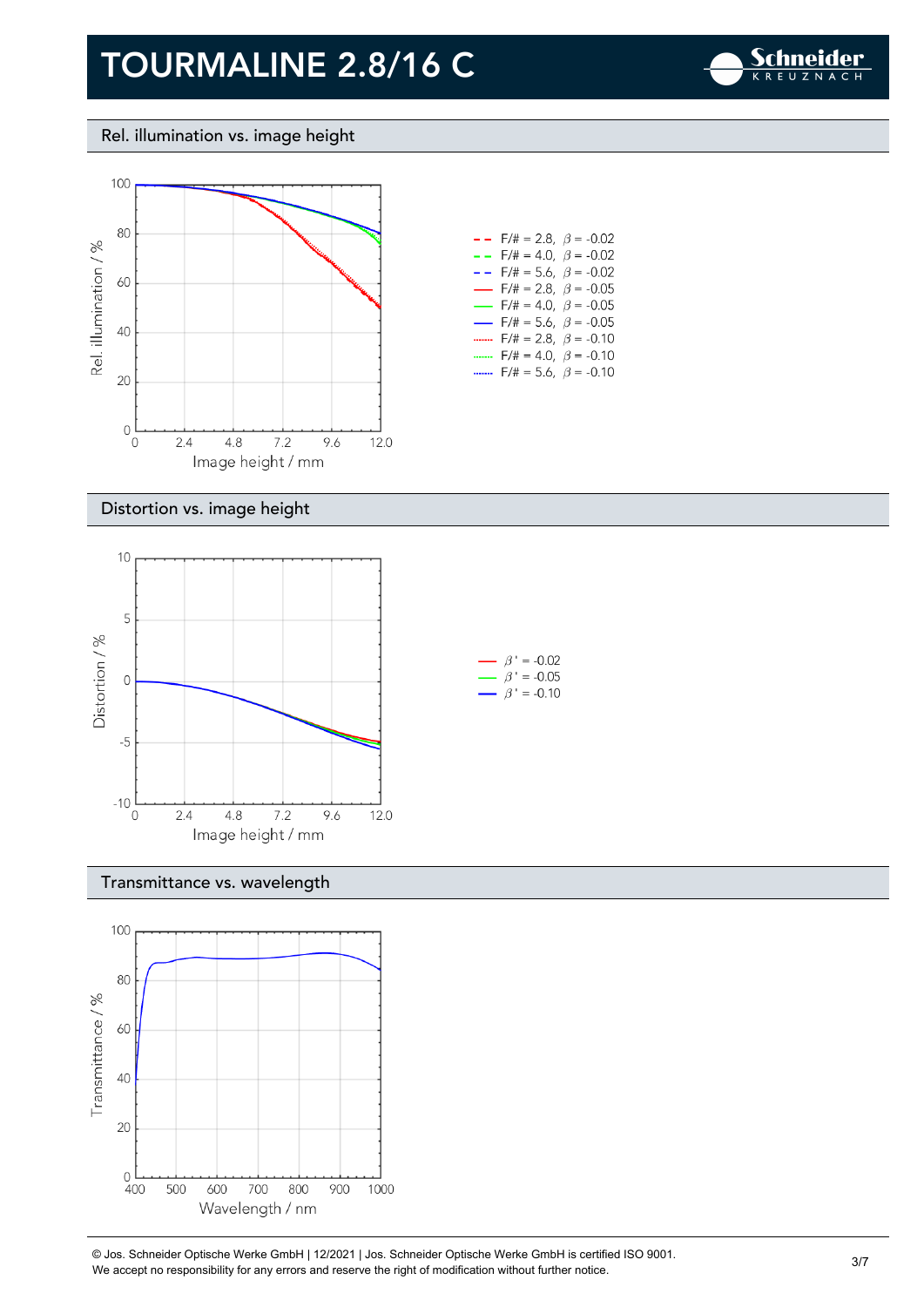# TOURMALINE 2.8/16 C

## Rel. illumination vs. image height

Rel. illumination / %

Image height / mm

- F/# = 2.8, $\beta$ = -0.02
- F/# = 4.0, $\beta$ = -0.02
- F/# = 5.6, $\beta$ = -0.02
- F/# = 2.8, $\beta$ = -0.05
- F/# = 4.0, $\beta$ = -0.05
- F/# = 5.6, $\beta$ = -0.05
- F/# = 2.8, $\beta$ = -0.10
- F/# = 4.0, $\beta$ = -0.10
- F/# = 5.6, $\beta$ = -0.10

## Distortion vs. image height

Distortion / %

Image height / mm

- $\beta'$ = -0.02
- $\beta'$ = -0.05
- $\beta'$ = -0.10

## Transmittance vs. wavelength

Transmittance / %

Wavelength / nm

© Jos. Schneider Optische Werke GmbH | 12/2021 | Jos. Schneider Optische Werke GmbH is certified ISO 9001.
We accept no responsibility for any errors and reserve the right of modification without further notice.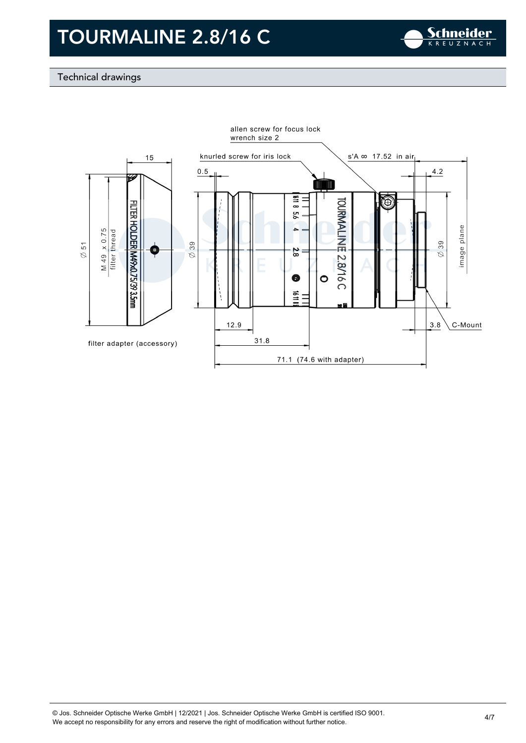# TOURMALINE 2.8/16 C

## Technical drawings

allen screw for focus lock
wrench size 2

knurled screw for iris lock

s'A ∞ 17.52 in air

15

0.5

4.2

Ø 51

M 49 x 0.75
filter thread

FILTER HOLDER M49x0.75/39 3.5mm

Ø 39

TOURMALINE 2.8/16 C

Ø 39

image plane

12.9

3.8

C-Mount

filter adapter (accessory)

31.8

71.1 (74.6 with adapter)

© Jos. Schneider Optische Werke GmbH | 12/2021 | Jos. Schneider Optische Werke GmbH is certified ISO 9001.
We accept no responsibility for any errors and reserve the right of modification without further notice.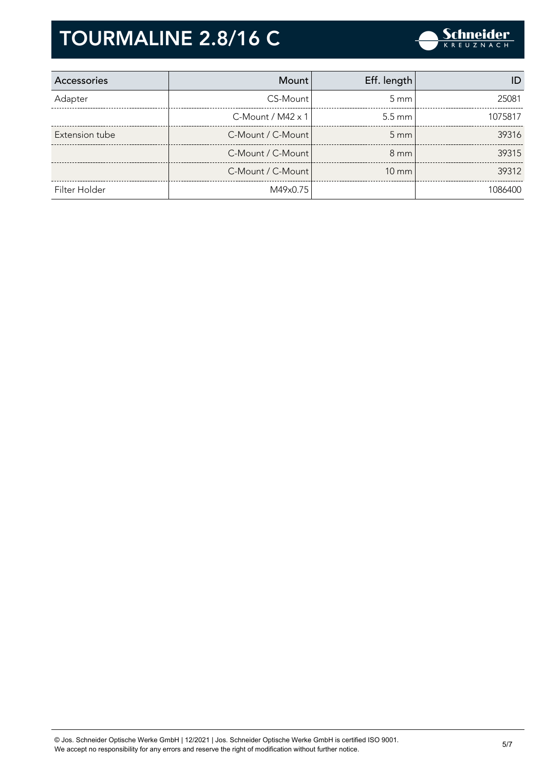# TOURMALINE 2.8/16 C

| Accessories | Mount | Eff. length | ID |
|---|---|---|---|
| Adapter | CS-Mount | 5 mm | 25081 |
| | C-Mount / M42 x 1 | 5.5 mm | 1075817 |
| Extension tube | C-Mount / C-Mount | 5 mm | 39316 |
| | C-Mount / C-Mount | 8 mm | 39315 |
| | C-Mount / C-Mount | 10 mm | 39312 |
| Filter Holder | M49x0.75 | | 1086400 |

© Jos. Schneider Optische Werke GmbH | 12/2021 | Jos. Schneider Optische Werke GmbH is certified ISO 9001.
We accept no responsibility for any errors and reserve the right of modification without further notice.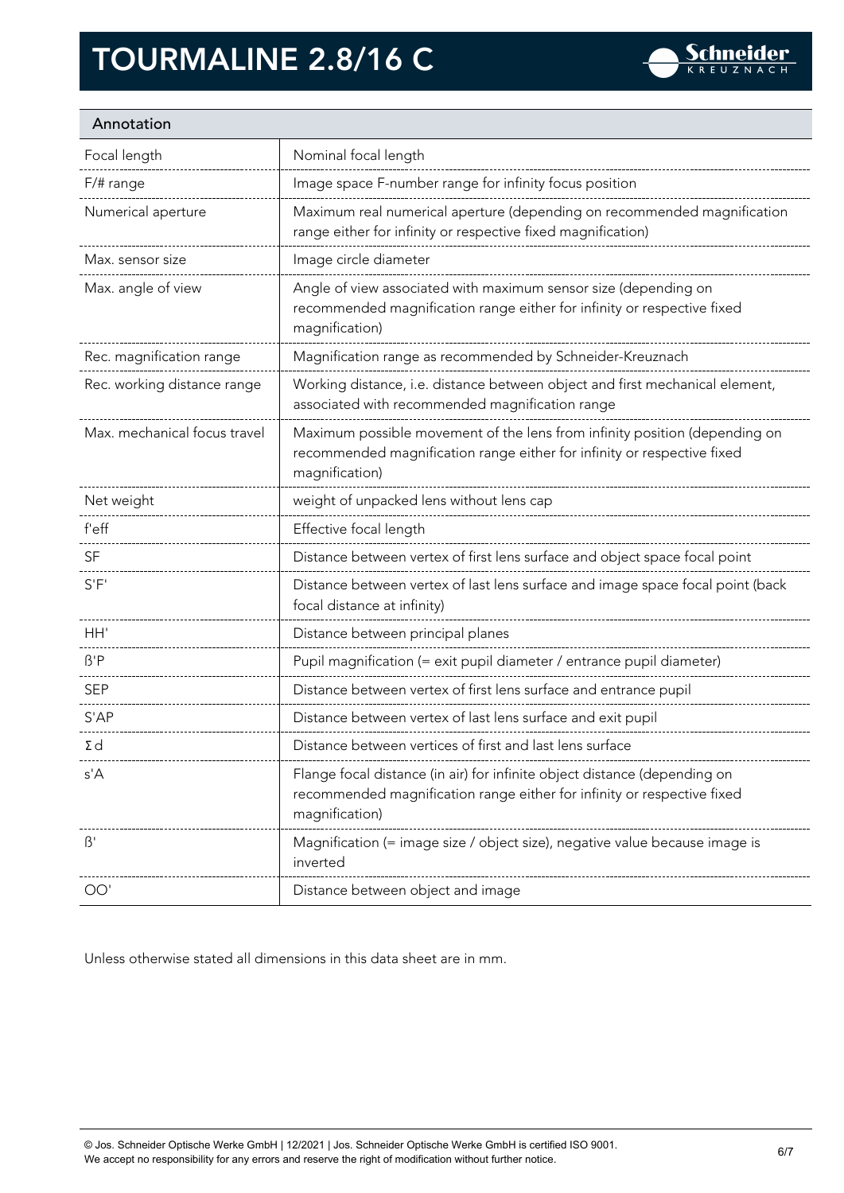# TOURMALINE 2.8/16 C

| Annotation | |
|---|---|
| Focal length | Nominal focal length |
| F/# range | Image space F-number range for infinity focus position |
| Numerical aperture | Maximum real numerical aperture (depending on recommended magnification range either for infinity or respective fixed magnification) |
| Max. sensor size | Image circle diameter |
| Max. angle of view | Angle of view associated with maximum sensor size (depending on recommended magnification range either for infinity or respective fixed magnification) |
| Rec. magnification range | Magnification range as recommended by Schneider-Kreuznach |
| Rec. working distance range | Working distance, i.e. distance between object and first mechanical element, associated with recommended magnification range |
| Max. mechanical focus travel | Maximum possible movement of the lens from infinity position (depending on recommended magnification range either for infinity or respective fixed magnification) |
| Net weight | weight of unpacked lens without lens cap |
| f'eff | Effective focal length |
| SF | Distance between vertex of first lens surface and object space focal point |
| S'F' | Distance between vertex of last lens surface and image space focal point (back focal distance at infinity) |
| HH' | Distance between principal planes |
| ß'P | Pupil magnification (= exit pupil diameter / entrance pupil diameter) |
| SEP | Distance between vertex of first lens surface and entrance pupil |
| S'AP | Distance between vertex of last lens surface and exit pupil |
| Σ d | Distance between vertices of first and last lens surface |
| s'A | Flange focal distance (in air) for infinite object distance (depending on recommended magnification range either for infinity or respective fixed magnification) |
| ß' | Magnification (= image size / object size), negative value because image is inverted |
| OO' | Distance between object and image |

Unless otherwise stated all dimensions in this data sheet are in mm.

© Jos. Schneider Optische Werke GmbH | 12/2021 | Jos. Schneider Optische Werke GmbH is certified ISO 9001.
We accept no responsibility for any errors and reserve the right of modification without further notice.